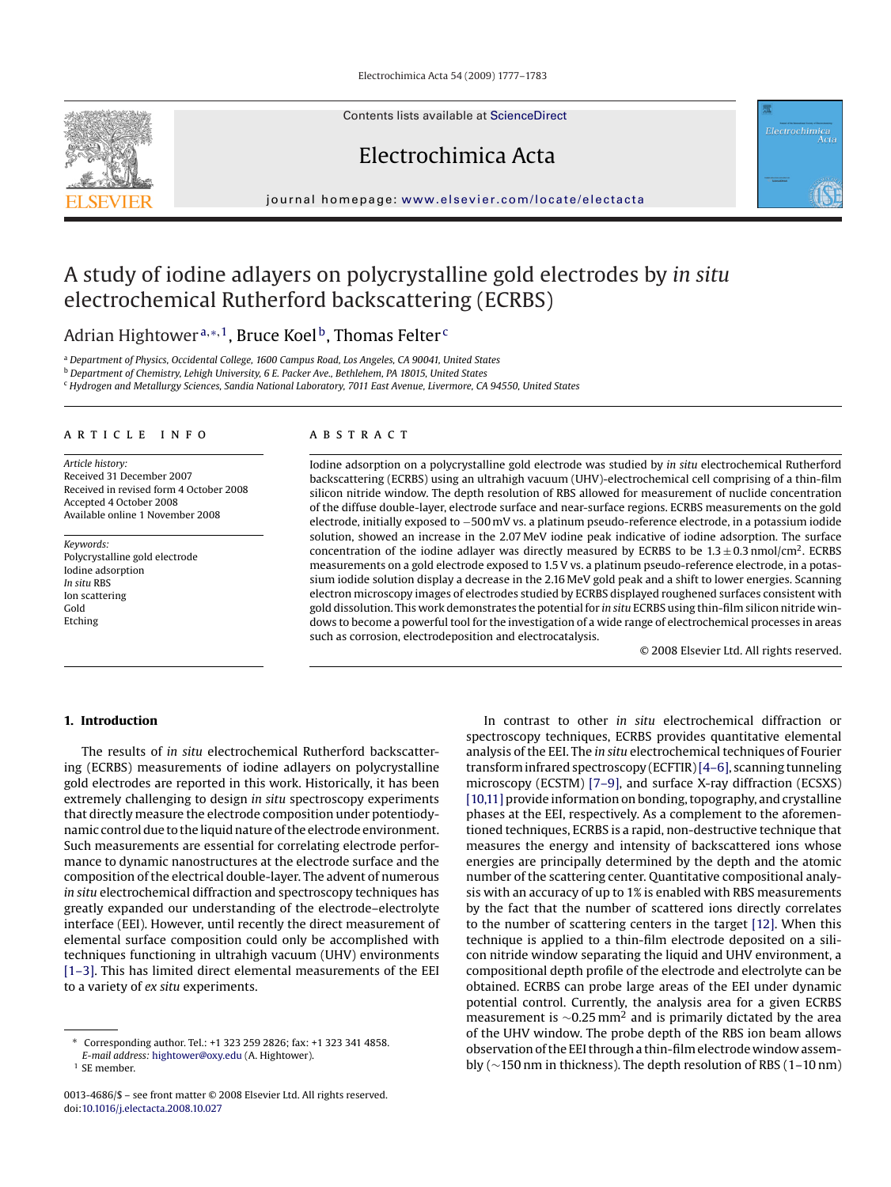# A study of iodine adlayers on polycrystalline gold electrodes by *in situ* electrochemical Rutherford backscattering (ECRBS)

Adrian Hightower[a,*,1], Bruce Koel[b], Thomas Felter[c]

[a] Department of Physics, Occidental College, 1600 Campus Road, Los Angeles, CA 90041, United States
[b] Department of Chemistry, Lehigh University, 6 E. Packer Ave., Bethlehem, PA 18015, United States
[c] Hydrogen and Metallurgy Sciences, Sandia National Laboratory, 7011 East Avenue, Livermore, CA 94550, United States

**ARTICLE INFO**

*Article history:*
Received 31 December 2007
Received in revised form 4 October 2008
Accepted 4 October 2008
Available online 1 November 2008

*Keywords:*
Polycrystalline gold electrode
Iodine adsorption
*In situ* RBS
Ion scattering
Gold
Etching

**ABSTRACT**

Iodine adsorption on a polycrystalline gold electrode was studied by *in situ* electrochemical Rutherford backscattering (ECRBS) using an ultrahigh vacuum (UHV)-electrochemical cell comprising of a thin-film silicon nitride window. The depth resolution of RBS allowed for measurement of nuclide concentration of the diffuse double-layer, electrode surface and near-surface regions. ECRBS measurements on the gold electrode, initially exposed to −500 mV vs. a platinum pseudo-reference electrode, in a potassium iodide solution, showed an increase in the 2.07 MeV iodine peak indicative of iodine adsorption. The surface concentration of the iodine adlayer was directly measured by ECRBS to be $1.3 \pm 0.3$ nmol/cm$^2$. ECRBS measurements on a gold electrode exposed to 1.5 V vs. a platinum pseudo-reference electrode, in a potassium iodide solution display a decrease in the 2.16 MeV gold peak and a shift to lower energies. Scanning electron microscopy images of electrodes studied by ECRBS displayed roughened surfaces consistent with gold dissolution. This work demonstrates the potential for *in situ* ECRBS using thin-film silicon nitride windows to become a powerful tool for the investigation of a wide range of electrochemical processes in areas such as corrosion, electrodeposition and electrocatalysis.

© 2008 Elsevier Ltd. All rights reserved.

## 1. Introduction

The results of *in situ* electrochemical Rutherford backscattering (ECRBS) measurements of iodine adlayers on polycrystalline gold electrodes are reported in this work. Historically, it has been extremely challenging to design *in situ* spectroscopy experiments that directly measure the electrode composition under potentiodynamic control due to the liquid nature of the electrode environment. Such measurements are essential for correlating electrode performance to dynamic nanostructures at the electrode surface and the composition of the electrical double-layer. The advent of numerous *in situ* electrochemical diffraction and spectroscopy techniques has greatly expanded our understanding of the electrode–electrolyte interface (EEI). However, until recently the direct measurement of elemental surface composition could only be accomplished with techniques functioning in ultrahigh vacuum (UHV) environments [1–3]. This has limited direct elemental measurements of the EEI to a variety of *ex situ* experiments.

In contrast to other *in situ* electrochemical diffraction or spectroscopy techniques, ECRBS provides quantitative elemental analysis of the EEI. The *in situ* electrochemical techniques of Fourier transform infrared spectroscopy (ECFTIR) [4–6], scanning tunneling microscopy (ECSTM) [7–9], and surface X-ray diffraction (ECSXS) [10,11] provide information on bonding, topography, and crystalline phases at the EEI, respectively. As a complement to the aforementioned techniques, ECRBS is a rapid, non-destructive technique that measures the energy and intensity of backscattered ions whose energies are principally determined by the depth and the atomic number of the scattering center. Quantitative compositional analysis with an accuracy of up to 1% is enabled with RBS measurements by the fact that the number of scattered ions directly correlates to the number of scattering centers in the target [12]. When this technique is applied to a thin-film electrode deposited on a silicon nitride window separating the liquid and UHV environment, a compositional depth profile of the electrode and electrolyte can be obtained. ECRBS can probe large areas of the EEI under dynamic potential control. Currently, the analysis area for a given ECRBS measurement is ~0.25 mm$^2$ and is primarily dictated by the area of the UHV window. The probe depth of the RBS ion beam allows observation of the EEI through a thin-film electrode window assembly (~150 nm in thickness). The depth resolution of RBS (1–10 nm)

\* Corresponding author. Tel.: +1 323 259 2826; fax: +1 323 341 4858.
*E-mail address:* hightower@oxy.edu (A. Hightower).
[1] SE member.

0013-4686/$ – see front matter © 2008 Elsevier Ltd. All rights reserved.
doi:10.1016/j.electacta.2008.10.027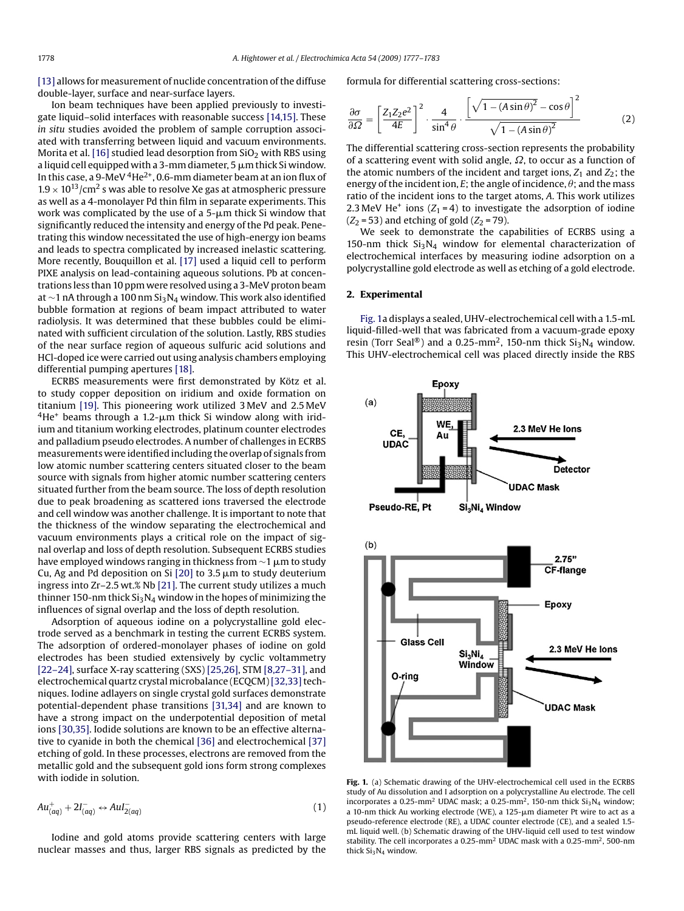[13] allows for measurement of nuclide concentration of the diffuse double-layer, surface and near-surface layers.

Ion beam techniques have been applied previously to investigate liquid–solid interfaces with reasonable success [14,15]. These *in situ* studies avoided the problem of sample corruption associated with transferring between liquid and vacuum environments. Morita et al. [16] studied lead desorption from $SiO_2$ with RBS using a liquid cell equipped with a 3-mm diameter, 5 μm thick Si window. In this case, a 9-MeV $^4He^{2+}$, 0.6-mm diameter beam at an ion flux of $1.9 \times 10^{13}/cm^2$ s was able to resolve Xe gas at atmospheric pressure as well as a 4-monolayer Pd thin film in separate experiments. This work was complicated by the use of a 5-μm thick Si window that significantly reduced the intensity and energy of the Pd peak. Penetrating this window necessitated the use of high-energy ion beams and leads to spectra complicated by increased inelastic scattering. More recently, Bouquillon et al. [17] used a liquid cell to perform PIXE analysis on lead-containing aqueous solutions. Pb at concentrations less than 10 ppm were resolved using a 3-MeV proton beam at ~1 nA through a 100 nm $Si_3N_4$ window. This work also identified bubble formation at regions of beam impact attributed to water radiolysis. It was determined that these bubbles could be eliminated with sufficient circulation of the solution. Lastly, RBS studies of the near surface region of aqueous sulfuric acid solutions and HCl-doped ice were carried out using analysis chambers employing differential pumping apertures [18].

ECRBS measurements were first demonstrated by Kötz et al. to study copper deposition on iridium and oxide formation on titanium [19]. This pioneering work utilized 3 MeV and 2.5 MeV $^4He^+$ beams through a 1.2-μm thick Si window along with iridium and titanium working electrodes, platinum counter electrodes and palladium pseudo electrodes. A number of challenges in ECRBS measurements were identified including the overlap of signals from low atomic number scattering centers situated closer to the beam source with signals from higher atomic number scattering centers situated further from the beam source. The loss of depth resolution due to peak broadening as scattered ions traversed the electrode and cell window was another challenge. It is important to note that the thickness of the window separating the electrochemical and vacuum environments plays a critical role on the impact of signal overlap and loss of depth resolution. Subsequent ECRBS studies have employed windows ranging in thickness from ~1 μm to study Cu, Ag and Pd deposition on Si [20] to 3.5 μm to study deuterium ingress into Zr–2.5 wt.% Nb [21]. The current study utilizes a much thinner 150-nm thick $Si_3N_4$ window in the hopes of minimizing the influences of signal overlap and the loss of depth resolution.

Adsorption of aqueous iodine on a polycrystalline gold electrode served as a benchmark in testing the current ECRBS system. The adsorption of ordered-monolayer phases of iodine on gold electrodes has been studied extensively by cyclic voltammetry [22–24], surface X-ray scattering (SXS) [25,26], STM [8,27–31], and electrochemical quartz crystal microbalance (ECQCM) [32,33] techniques. Iodine adlayers on single crystal gold surfaces demonstrate potential-dependent phase transitions [31,34] and are known to have a strong impact on the underpotential deposition of metal ions [30,35]. Iodide solutions are known to be an effective alternative to cyanide in both the chemical [36] and electrochemical [37] etching of gold. In these processes, electrons are removed from the metallic gold and the subsequent gold ions form strong complexes with iodide in solution.

$$Au^{+}_{(aq)} + 2I^{-}_{(aq)} \leftrightarrow AuI^{-}_{2(aq)} \tag{1}$$

Iodine and gold atoms provide scattering centers with large nuclear masses and thus, larger RBS signals as predicted by the formula for differential scattering cross-sections:

$$\frac{\partial\sigma}{\partial\Omega} = \left[\frac{Z_1 Z_2 e^2}{4E}\right]^2 \cdot \frac{4}{\sin^4\theta} \cdot \frac{\left[\sqrt{1-(A\sin\theta)^2} - \cos\theta\right]^2}{\sqrt{1-(A\sin\theta)^2}} \tag{2}$$

The differential scattering cross-section represents the probability of a scattering event with solid angle, $\Omega$, to occur as a function of the atomic numbers of the incident and target ions, $Z_1$ and $Z_2$; the energy of the incident ion, $E$; the angle of incidence, $\theta$; and the mass ratio of the incident ions to the target atoms, $A$. This work utilizes 2.3 MeV $He^+$ ions ($Z_1 = 4$) to investigate the adsorption of iodine ($Z_2 = 53$) and etching of gold ($Z_2 = 79$).

We seek to demonstrate the capabilities of ECRBS using a 150-nm thick $Si_3N_4$ window for elemental characterization of electrochemical interfaces by measuring iodine adsorption on a polycrystalline gold electrode as well as etching of a gold electrode.

## 2. Experimental

Fig. 1a displays a sealed, UHV-electrochemical cell with a 1.5-mL liquid-filled-well that was fabricated from a vacuum-grade epoxy resin (Torr Seal®) and a 0.25-mm², 150-nm thick $Si_3N_4$ window. This UHV-electrochemical cell was placed directly inside the RBS

**Fig. 1.** (a) Schematic drawing of the UHV-electrochemical cell used in the ECRBS study of Au dissolution and I adsorption on a polycrystalline Au electrode. The cell incorporates a 0.25-mm² UDAC mask; a 0.25-mm², 150-nm thick $Si_3N_4$ window; a 10-nm thick Au working electrode (WE), a 125-μm diameter Pt wire to act as a pseudo-reference electrode (RE), a UDAC counter electrode (CE), and a sealed 1.5-mL liquid well. (b) Schematic drawing of the UHV-liquid cell used to test window stability. The cell incorporates a 0.25-mm² UDAC mask with a 0.25-mm², 500-nm thick $Si_3N_4$ window.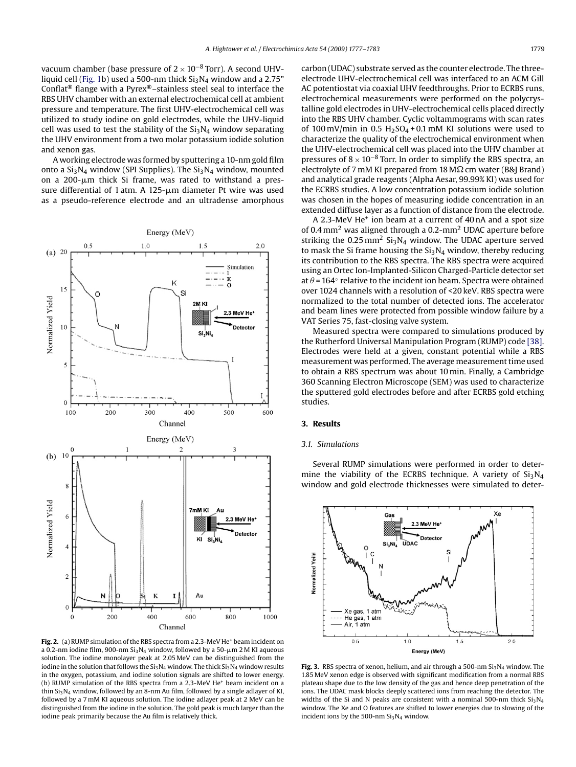vacuum chamber (base pressure of $2 \times 10^{-8}$ Torr). A second UHV-liquid cell (Fig. 1b) used a 500-nm thick $Si_3N_4$ window and a 2.75" Conflat® flange with a Pyrex®–stainless steel seal to interface the RBS UHV chamber with an external electrochemical cell at ambient pressure and temperature. The first UHV-electrochemical cell was utilized to study iodine on gold electrodes, while the UHV-liquid cell was used to test the stability of the $Si_3N_4$ window separating the UHV environment from a two molar potassium iodide solution and xenon gas.

A working electrode was formed by sputtering a 10-nm gold film onto a $Si_3N_4$ window (SPI Supplies). The $Si_3N_4$ window, mounted on a 200-μm thick Si frame, was rated to withstand a pressure differential of 1 atm. A 125-μm diameter Pt wire was used as a pseudo-reference electrode and an ultradense amorphous carbon (UDAC) substrate served as the counter electrode. The three-electrode UHV-electrochemical cell was interfaced to an ACM Gill AC potentiostat via coaxial UHV feedthroughs. Prior to ECRBS runs, electrochemical measurements were performed on the polycrystalline gold electrodes in UHV-electrochemical cells placed directly into the RBS UHV chamber. Cyclic voltammograms with scan rates of 100 mV/min in 0.5 $H_2SO_4$ + 0.1 mM KI solutions were used to characterize the quality of the electrochemical environment when the UHV-electrochemical cell was placed into the UHV chamber at pressures of $8 \times 10^{-8}$ Torr. In order to simplify the RBS spectra, an electrolyte of 7 mM KI prepared from 18 MΩ cm water (B&J Brand) and analytical grade reagents (Alpha Aesar, 99.99% KI) was used for the ECRBS studies. A low concentration potassium iodide solution was chosen in the hopes of measuring iodide concentration in an extended diffuse layer as a function of distance from the electrode.

A 2.3-MeV $He^+$ ion beam at a current of 40 nA and a spot size of 0.4 $mm^2$ was aligned through a 0.2-$mm^2$ UDAC aperture before striking the 0.25 $mm^2$ $Si_3N_4$ window. The UDAC aperture served to mask the Si frame housing the $Si_3N_4$ window, thereby reducing its contribution to the RBS spectra. The RBS spectra were acquired using an Ortec Ion-Implanted-Silicon Charged-Particle detector set at $\theta = 164°$ relative to the incident ion beam. Spectra were obtained over 1024 channels with a resolution of <20 keV. RBS spectra were normalized to the total number of detected ions. The accelerator and beam lines were protected from possible window failure by a VAT Series 75, fast-closing valve system.

Measured spectra were compared to simulations produced by the Rutherford Universal Manipulation Program (RUMP) code [38]. Electrodes were held at a given, constant potential while a RBS measurement was performed. The average measurement time used to obtain a RBS spectrum was about 10 min. Finally, a Cambridge 360 Scanning Electron Microscope (SEM) was used to characterize the sputtered gold electrodes before and after ECRBS gold etching studies.

**Fig. 2.** (a) RUMP simulation of the RBS spectra from a 2.3-MeV $He^+$ beam incident on a 0.2-nm iodine film, 900-nm $Si_3N_4$ window, followed by a 50-μm 2 M KI aqueous solution. The iodine monolayer peak at 2.05 MeV can be distinguished from the iodine in the solution that follows the $Si_3N_4$ window. The thick $Si_3N_4$ window results in the oxygen, potassium, and iodine solution signals are shifted to lower energy. (b) RUMP simulation of the RBS spectra from a 2.3-MeV $He^+$ beam incident on a thin $Si_3N_4$ window, followed by an 8-nm Au film, followed by a single adlayer of KI, followed by a 7 mM KI aqueous solution. The iodine adlayer peak at 2 MeV can be distinguished from the iodine in the solution. The gold peak is much larger than the iodine peak primarily because the Au film is relatively thick.

## 3. Results

### 3.1. Simulations

Several RUMP simulations were performed in order to determine the viability of the ECRBS technique. A variety of $Si_3N_4$ window and gold electrode thicknesses were simulated to deter-

**Fig. 3.** RBS spectra of xenon, helium, and air through a 500-nm $Si_3N_4$ window. The 1.85 MeV xenon edge is observed with significant modification from a normal RBS plateau shape due to the low density of the gas and hence deep penetration of the ions. The UDAC mask blocks deeply scattered ions from reaching the detector. The widths of the Si and N peaks are consistent with a nominal 500-nm thick $Si_3N_4$ window. The Xe and O features are shifted to lower energies due to slowing of the incident ions by the 500-nm $Si_3N_4$ window.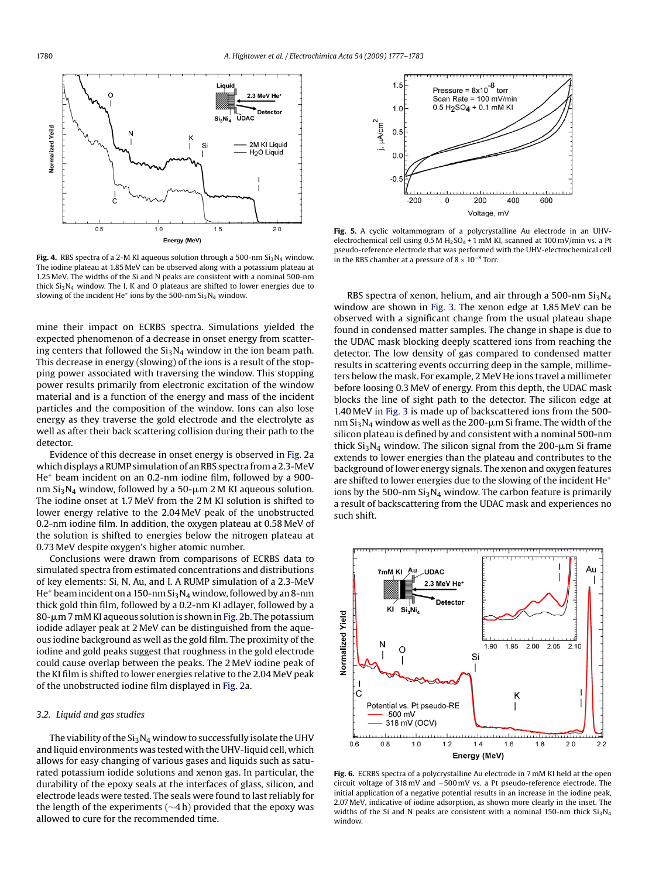Fig. 4. RBS spectra of a 2-M KI aqueous solution through a 500-nm $Si_3N_4$ window. The iodine plateau at 1.85 MeV can be observed along with a potassium plateau at 1.25 MeV. The widths of the Si and N peaks are consistent with a nominal 500-nm thick $Si_3N_4$ window. The I, K and O plateaus are shifted to lower energies due to slowing of the incident $He^+$ ions by the 500-nm $Si_3N_4$ window.

mine their impact on ECRBS spectra. Simulations yielded the expected phenomenon of a decrease in onset energy from scattering centers that followed the $Si_3N_4$ window in the ion beam path. This decrease in energy (slowing) of the ions is a result of the stopping power associated with traversing the window. This stopping power results primarily from electronic excitation of the window material and is a function of the energy and mass of the incident particles and the composition of the window. Ions can also lose energy as they traverse the gold electrode and the electrolyte as well as after their back scattering collision during their path to the detector.

Evidence of this decrease in onset energy is observed in Fig. 2a which displays a RUMP simulation of an RBS spectra from a 2.3-MeV $He^+$ beam incident on an 0.2-nm iodine film, followed by a 900-nm $Si_3N_4$ window, followed by a 50-μm 2 M KI aqueous solution. The iodine onset at 1.7 MeV from the 2 M KI solution is shifted to lower energy relative to the 2.04 MeV peak of the unobstructed 0.2-nm iodine film. In addition, the oxygen plateau at 0.58 MeV of the solution is shifted to energies below the nitrogen plateau at 0.73 MeV despite oxygen's higher atomic number.

Conclusions were drawn from comparisons of ECRBS data to simulated spectra from estimated concentrations and distributions of key elements: Si, N, Au, and I. A RUMP simulation of a 2.3-MeV $He^+$ beam incident on a 150-nm $Si_3N_4$ window, followed by an 8-nm thick gold thin film, followed by a 0.2-nm KI adlayer, followed by a 80-μm 7 mM KI aqueous solution is shown in Fig. 2b. The potassium iodide adlayer peak at 2 MeV can be distinguished from the aqueous iodine background as well as the gold film. The proximity of the iodine and gold peaks suggest that roughness in the gold electrode could cause overlap between the peaks. The 2 MeV iodine peak of the KI film is shifted to lower energies relative to the 2.04 MeV peak of the unobstructed iodine film displayed in Fig. 2a.

### 3.2. Liquid and gas studies

The viability of the $Si_3N_4$ window to successfully isolate the UHV and liquid environments was tested with the UHV-liquid cell, which allows for easy changing of various gases and liquids such as saturated potassium iodide solutions and xenon gas. In particular, the durability of the epoxy seals at the interfaces of glass, silicon, and electrode leads were tested. The seals were found to last reliably for the length of the experiments (∼4 h) provided that the epoxy was allowed to cure for the recommended time.

Fig. 5. A cyclic voltammogram of a polycrystalline Au electrode in an UHV-electrochemical cell using 0.5 M $H_2SO_4$ + 1 mM KI, scanned at 100 mV/min vs. a Pt pseudo-reference electrode that was performed with the UHV-electrochemical cell in the RBS chamber at a pressure of $8 \times 10^{-8}$ Torr.

RBS spectra of xenon, helium, and air through a 500-nm $Si_3N_4$ window are shown in Fig. 3. The xenon edge at 1.85 MeV can be observed with a significant change from the usual plateau shape found in condensed matter samples. The change in shape is due to the UDAC mask blocking deeply scattered ions from reaching the detector. The low density of gas compared to condensed matter results in scattering events occurring deep in the sample, millimeters below the mask. For example, 2 MeV He ions travel a millimeter before loosing 0.3 MeV of energy. From this depth, the UDAC mask blocks the line of sight path to the detector. The silicon edge at 1.40 MeV in Fig. 3 is made up of backscattered ions from the 500-nm $Si_3N_4$ window as well as the 200-μm Si frame. The width of the silicon plateau is defined by and consistent with a nominal 500-nm thick $Si_3N_4$ window. The silicon signal from the 200-μm Si frame extends to lower energies than the plateau and contributes to the background of lower energy signals. The xenon and oxygen features are shifted to lower energies due to the slowing of the incident $He^+$ ions by the 500-nm $Si_3N_4$ window. The carbon feature is primarily a result of backscattering from the UDAC mask and experiences no such shift.

Fig. 6. ECRBS spectra of a polycrystalline Au electrode in 7 mM KI held at the open circuit voltage of 318 mV and −500 mV vs. a Pt pseudo-reference electrode. The initial application of a negative potential results in an increase in the iodine peak, 2.07 MeV, indicative of iodine adsorption, as shown more clearly in the inset. The widths of the Si and N peaks are consistent with a nominal 150-nm thick $Si_3N_4$ window.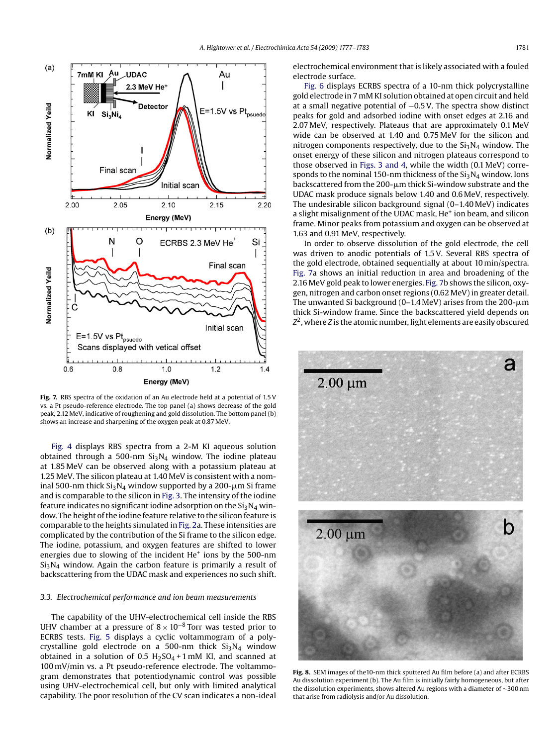**Fig. 7.** RBS spectra of the oxidation of an Au electrode held at a potential of 1.5 V vs. a Pt pseudo-reference electrode. The top panel (a) shows decrease of the gold peak, 2.12 MeV, indicative of roughening and gold dissolution. The bottom panel (b) shows an increase and sharpening of the oxygen peak at 0.87 MeV.

Fig. 4 displays RBS spectra from a 2-M KI aqueous solution obtained through a 500-nm $Si_3N_4$ window. The iodine plateau at 1.85 MeV can be observed along with a potassium plateau at 1.25 MeV. The silicon plateau at 1.40 MeV is consistent with a nominal 500-nm thick $Si_3N_4$ window supported by a 200-μm Si frame and is comparable to the silicon in Fig. 3. The intensity of the iodine feature indicates no significant iodine adsorption on the $Si_3N_4$ window. The height of the iodine feature relative to the silicon feature is comparable to the heights simulated in Fig. 2a. These intensities are complicated by the contribution of the Si frame to the silicon edge. The iodine, potassium, and oxygen features are shifted to lower energies due to slowing of the incident $He^+$ ions by the 500-nm $Si_3N_4$ window. Again the carbon feature is primarily a result of backscattering from the UDAC mask and experiences no such shift.

### 3.3. Electrochemical performance and ion beam measurements

The capability of the UHV-electrochemical cell inside the RBS UHV chamber at a pressure of $8 \times 10^{-8}$ Torr was tested prior to ECRBS tests. Fig. 5 displays a cyclic voltammogram of a polycrystalline gold electrode on a 500-nm thick $Si_3N_4$ window obtained in a solution of 0.5 $H_2SO_4$ + 1 mM KI, and scanned at 100 mV/min vs. a Pt pseudo-reference electrode. The voltammogram demonstrates that potentiodynamic control was possible using UHV-electrochemical cell, but only with limited analytical capability. The poor resolution of the CV scan indicates a non-ideal electrochemical environment that is likely associated with a fouled electrode surface.

Fig. 6 displays ECRBS spectra of a 10-nm thick polycrystalline gold electrode in 7 mM KI solution obtained at open circuit and held at a small negative potential of −0.5 V. The spectra show distinct peaks for gold and adsorbed iodine with onset edges at 2.16 and 2.07 MeV, respectively. Plateaus that are approximately 0.1 MeV wide can be observed at 1.40 and 0.75 MeV for the silicon and nitrogen components respectively, due to the $Si_3N_4$ window. The onset energy of these silicon and nitrogen plateaus correspond to those observed in Figs. 3 and 4, while the width (0.1 MeV) corresponds to the nominal 150-nm thickness of the $Si_3N_4$ window. Ions backscattered from the 200-μm thick Si-window substrate and the UDAC mask produce signals below 1.40 and 0.6 MeV, respectively. The undesirable silicon background signal (0–1.40 MeV) indicates a slight misalignment of the UDAC mask, $He^+$ ion beam, and silicon frame. Minor peaks from potassium and oxygen can be observed at 1.63 and 0.91 MeV, respectively.

In order to observe dissolution of the gold electrode, the cell was driven to anodic potentials of 1.5 V. Several RBS spectra of the gold electrode, obtained sequentially at about 10 min/spectra. Fig. 7a shows an initial reduction in area and broadening of the 2.16 MeV gold peak to lower energies. Fig. 7b shows the silicon, oxygen, nitrogen and carbon onset regions (0.62 MeV) in greater detail. The unwanted Si background (0–1.4 MeV) arises from the 200-μm thick Si-window frame. Since the backscattered yield depends on $Z^2$, where $Z$ is the atomic number, light elements are easily obscured

**Fig. 8.** SEM images of the 10-nm thick sputtered Au film before (a) and after ECRBS Au dissolution experiment (b). The Au film is initially fairly homogeneous, but after the dissolution experiments, shows altered Au regions with a diameter of ~300 nm that arise from radiolysis and/or Au dissolution.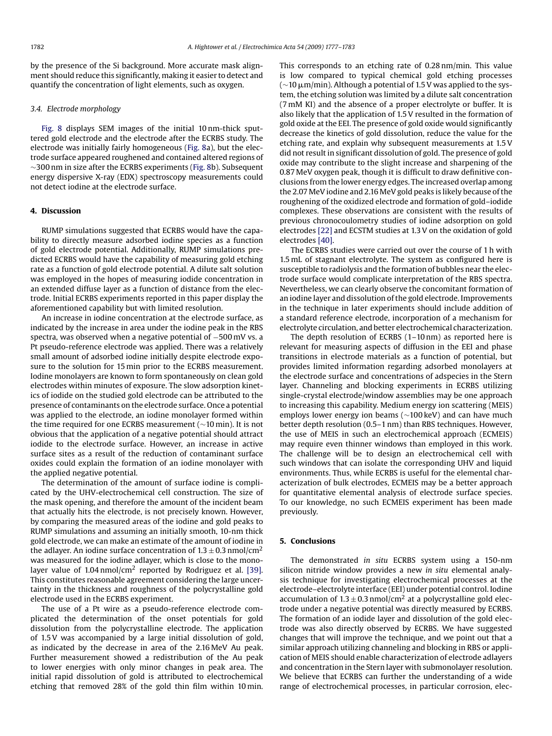by the presence of the Si background. More accurate mask alignment should reduce this significantly, making it easier to detect and quantify the concentration of light elements, such as oxygen.

### 3.4. Electrode morphology

Fig. 8 displays SEM images of the initial 10 nm-thick sputtered gold electrode and the electrode after the ECRBS study. The electrode was initially fairly homogeneous (Fig. 8a), but the electrode surface appeared roughened and contained altered regions of ~300 nm in size after the ECRBS experiments (Fig. 8b). Subsequent energy dispersive X-ray (EDX) spectroscopy measurements could not detect iodine at the electrode surface.

## 4. Discussion

RUMP simulations suggested that ECRBS would have the capability to directly measure adsorbed iodine species as a function of gold electrode potential. Additionally, RUMP simulations predicted ECRBS would have the capability of measuring gold etching rate as a function of gold electrode potential. A dilute salt solution was employed in the hopes of measuring iodide concentration in an extended diffuse layer as a function of distance from the electrode. Initial ECRBS experiments reported in this paper display the aforementioned capability but with limited resolution.

An increase in iodine concentration at the electrode surface, as indicated by the increase in area under the iodine peak in the RBS spectra, was observed when a negative potential of −500 mV vs. a Pt pseudo-reference electrode was applied. There was a relatively small amount of adsorbed iodine initially despite electrode exposure to the solution for 15 min prior to the ECRBS measurement. Iodine monolayers are known to form spontaneously on clean gold electrodes within minutes of exposure. The slow adsorption kinetics of iodide on the studied gold electrode can be attributed to the presence of contaminants on the electrode surface. Once a potential was applied to the electrode, an iodine monolayer formed within the time required for one ECRBS measurement (~10 min). It is not obvious that the application of a negative potential should attract iodide to the electrode surface. However, an increase in active surface sites as a result of the reduction of contaminant surface oxides could explain the formation of an iodine monolayer with the applied negative potential.

The determination of the amount of surface iodine is complicated by the UHV-electrochemical cell construction. The size of the mask opening, and therefore the amount of the incident beam that actually hits the electrode, is not precisely known. However, by comparing the measured areas of the iodine and gold peaks to RUMP simulations and assuming an initially smooth, 10-nm thick gold electrode, we can make an estimate of the amount of iodine in the adlayer. An iodine surface concentration of $1.3 \pm 0.3$ nmol/cm$^2$ was measured for the iodine adlayer, which is close to the monolayer value of 1.04 nmol/cm$^2$ reported by Rodriguez et al. [39]. This constitutes reasonable agreement considering the large uncertainty in the thickness and roughness of the polycrystalline gold electrode used in the ECRBS experiment.

The use of a Pt wire as a pseudo-reference electrode complicated the determination of the onset potentials for gold dissolution from the polycrystalline electrode. The application of 1.5 V was accompanied by a large initial dissolution of gold, as indicated by the decrease in area of the 2.16 MeV Au peak. Further measurement showed a redistribution of the Au peak to lower energies with only minor changes in peak area. The initial rapid dissolution of gold is attributed to electrochemical etching that removed 28% of the gold thin film within 10 min. This corresponds to an etching rate of 0.28 nm/min. This value is low compared to typical chemical gold etching processes (~10 μm/min). Although a potential of 1.5 V was applied to the system, the etching solution was limited by a dilute salt concentration (7 mM KI) and the absence of a proper electrolyte or buffer. It is also likely that the application of 1.5 V resulted in the formation of gold oxide at the EEI. The presence of gold oxide would significantly decrease the kinetics of gold dissolution, reduce the value for the etching rate, and explain why subsequent measurements at 1.5 V did not result in significant dissolution of gold. The presence of gold oxide may contribute to the slight increase and sharpening of the 0.87 MeV oxygen peak, though it is difficult to draw definitive conclusions from the lower energy edges. The increased overlap among the 2.07 MeV iodine and 2.16 MeV gold peaks is likely because of the roughening of the oxidized electrode and formation of gold–iodide complexes. These observations are consistent with the results of previous chronocoulometry studies of iodine adsorption on gold electrodes [22] and ECSTM studies at 1.3 V on the oxidation of gold electrodes [40].

The ECRBS studies were carried out over the course of 1 h with 1.5 mL of stagnant electrolyte. The system as configured here is susceptible to radiolysis and the formation of bubbles near the electrode surface would complicate interpretation of the RBS spectra. Nevertheless, we can clearly observe the concomitant formation of an iodine layer and dissolution of the gold electrode. Improvements in the technique in later experiments should include addition of a standard reference electrode, incorporation of a mechanism for electrolyte circulation, and better electrochemical characterization.

The depth resolution of ECRBS (1–10 nm) as reported here is relevant for measuring aspects of diffusion in the EEI and phase transitions in electrode materials as a function of potential, but provides limited information regarding adsorbed monolayers at the electrode surface and concentrations of adspecies in the Stern layer. Channeling and blocking experiments in ECRBS utilizing single-crystal electrode/window assemblies may be one approach to increasing this capability. Medium energy ion scattering (MEIS) employs lower energy ion beams (~100 keV) and can have much better depth resolution (0.5–1 nm) than RBS techniques. However, the use of MEIS in such an electrochemical approach (ECMEIS) may require even thinner windows than employed in this work. The challenge will be to design an electrochemical cell with such windows that can isolate the corresponding UHV and liquid environments. Thus, while ECRBS is useful for the elemental characterization of bulk electrodes, ECMEIS may be a better approach for quantitative elemental analysis of electrode surface species. To our knowledge, no such ECMEIS experiment has been made previously.

## 5. Conclusions

The demonstrated *in situ* ECRBS system using a 150-nm silicon nitride window provides a new *in situ* elemental analysis technique for investigating electrochemical processes at the electrode–electrolyte interface (EEI) under potential control. Iodine accumulation of $1.3 \pm 0.3$ nmol/cm$^2$ at a polycrystalline gold electrode under a negative potential was directly measured by ECRBS. The formation of an iodide layer and dissolution of the gold electrode was also directly observed by ECRBS. We have suggested changes that will improve the technique, and we point out that a similar approach utilizing channeling and blocking in RBS or application of MEIS should enable characterization of electrode adlayers and concentration in the Stern layer with submonolayer resolution. We believe that ECRBS can further the understanding of a wide range of electrochemical processes, in particular corrosion, elec-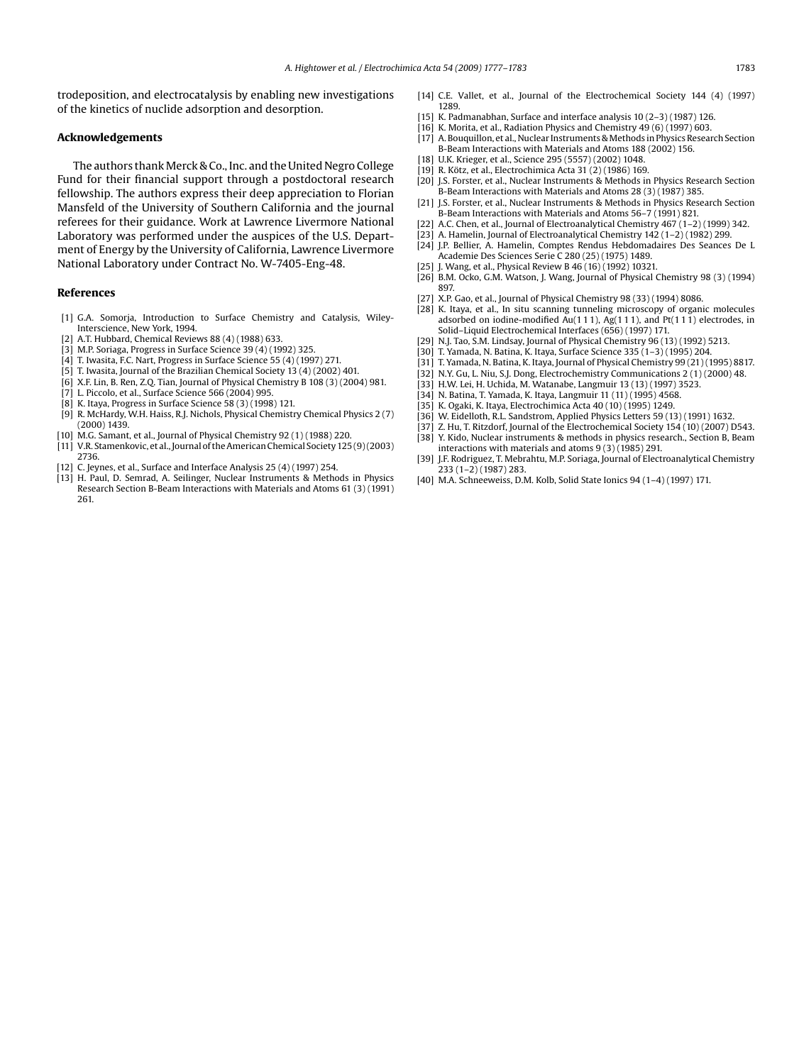trodeposition, and electrocatalysis by enabling new investigations of the kinetics of nuclide adsorption and desorption.

## Acknowledgements

The authors thank Merck & Co., Inc. and the United Negro College Fund for their financial support through a postdoctoral research fellowship. The authors express their deep appreciation to Florian Mansfeld of the University of Southern California and the journal referees for their guidance. Work at Lawrence Livermore National Laboratory was performed under the auspices of the U.S. Department of Energy by the University of California, Lawrence Livermore National Laboratory under Contract No. W-7405-Eng-48.

## References

[1] G.A. Somorja, Introduction to Surface Chemistry and Catalysis, Wiley-Interscience, New York, 1994.
[2] A.T. Hubbard, Chemical Reviews 88 (4) (1988) 633.
[3] M.P. Soriaga, Progress in Surface Science 39 (4) (1992) 325.
[4] T. Iwasita, F.C. Nart, Progress in Surface Science 55 (4) (1997) 271.
[5] T. Iwasita, Journal of the Brazilian Chemical Society 13 (4) (2002) 401.
[6] X.F. Lin, B. Ren, Z.Q. Tian, Journal of Physical Chemistry B 108 (3) (2004) 981.
[7] L. Piccolo, et al., Surface Science 566 (2004) 995.
[8] K. Itaya, Progress in Surface Science 58 (3) (1998) 121.
[9] R. McHardy, W.H. Haiss, R.J. Nichols, Physical Chemistry Chemical Physics 2 (7) (2000) 1439.
[10] M.G. Samant, et al., Journal of Physical Chemistry 92 (1) (1988) 220.
[11] V.R. Stamenkovic, et al., Journal of the American Chemical Society 125 (9) (2003) 2736.
[12] C. Jeynes, et al., Surface and Interface Analysis 25 (4) (1997) 254.
[13] H. Paul, D. Semrad, A. Seilinger, Nuclear Instruments & Methods in Physics Research Section B-Beam Interactions with Materials and Atoms 61 (3) (1991) 261.
[14] C.E. Vallet, et al., Journal of the Electrochemical Society 144 (4) (1997) 1289.
[15] K. Padmanabhan, Surface and interface analysis 10 (2–3) (1987) 126.
[16] K. Morita, et al., Radiation Physics and Chemistry 49 (6) (1997) 603.
[17] A. Bouquillon, et al., Nuclear Instruments & Methods in Physics Research Section B-Beam Interactions with Materials and Atoms 188 (2002) 156.
[18] U.K. Krieger, et al., Science 295 (5557) (2002) 1048.
[19] R. Kötz, et al., Electrochimica Acta 31 (2) (1986) 169.
[20] J.S. Forster, et al., Nuclear Instruments & Methods in Physics Research Section B-Beam Interactions with Materials and Atoms 28 (3) (1987) 385.
[21] J.S. Forster, et al., Nuclear Instruments & Methods in Physics Research Section B-Beam Interactions with Materials and Atoms 56–7 (1991) 821.
[22] A.C. Chen, et al., Journal of Electroanalytical Chemistry 467 (1–2) (1999) 342.
[23] A. Hamelin, Journal of Electroanalytical Chemistry 142 (1–2) (1982) 299.
[24] J.P. Bellier, A. Hamelin, Comptes Rendus Hebdomadaires Des Seances De L Academie Des Sciences Serie C 280 (25) (1975) 1489.
[25] J. Wang, et al., Physical Review B 46 (16) (1992) 10321.
[26] B.M. Ocko, G.M. Watson, J. Wang, Journal of Physical Chemistry 98 (3) (1994) 897.
[27] X.P. Gao, et al., Journal of Physical Chemistry 98 (33) (1994) 8086.
[28] K. Itaya, et al., In situ scanning tunneling microscopy of organic molecules adsorbed on iodine-modified Au(1 1 1), Ag(1 1 1), and Pt(1 1 1) electrodes, in Solid–Liquid Electrochemical Interfaces (656) (1997) 171.
[29] N.J. Tao, S.M. Lindsay, Journal of Physical Chemistry 96 (13) (1992) 5213.
[30] T. Yamada, N. Batina, K. Itaya, Surface Science 335 (1–3) (1995) 204.
[31] T. Yamada, N. Batina, K. Itaya, Journal of Physical Chemistry 99 (21) (1995) 8817.
[32] N.Y. Gu, L. Niu, S.J. Dong, Electrochemistry Communications 2 (1) (2000) 48.
[33] H.W. Lei, H. Uchida, M. Watanabe, Langmuir 13 (13) (1997) 3523.
[34] N. Batina, T. Yamada, K. Itaya, Langmuir 11 (11) (1995) 4568.
[35] K. Ogaki, K. Itaya, Electrochimica Acta 40 (10) (1995) 1249.
[36] W. Eidelloth, R.L. Sandstrom, Applied Physics Letters 59 (13) (1991) 1632.
[37] Z. Hu, T. Ritzdorf, Journal of the Electrochemical Society 154 (10) (2007) D543.
[38] Y. Kido, Nuclear instruments & methods in physics research., Section B, Beam interactions with materials and atoms 9 (3) (1985) 291.
[39] J.F. Rodriguez, T. Mebrahtu, M.P. Soriaga, Journal of Electroanalytical Chemistry 233 (1–2) (1987) 283.
[40] M.A. Schneeweiss, D.M. Kolb, Solid State Ionics 94 (1–4) (1997) 171.